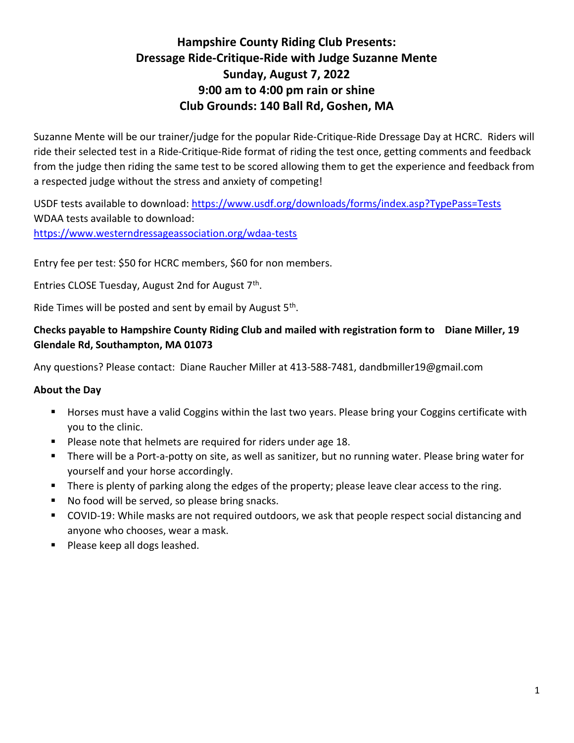# Hampshire County Riding Club Presents:
# Dressage Ride-Critique-Ride with Judge Suzanne Mente
# Sunday, August 7, 2022
# 9:00 am to 4:00 pm rain or shine
# Club Grounds: 140 Ball Rd, Goshen, MA

Suzanne Mente will be our trainer/judge for the popular Ride-Critique-Ride Dressage Day at HCRC. Riders will ride their selected test in a Ride-Critique-Ride format of riding the test once, getting comments and feedback from the judge then riding the same test to be scored allowing them to get the experience and feedback from a respected judge without the stress and anxiety of competing!

USDF tests available to download: https://www.usdf.org/downloads/forms/index.asp?TypePass=Tests
WDAA tests available to download:
https://www.westerndressageassociation.org/wdaa-tests

Entry fee per test: $50 for HCRC members, $60 for non members.

Entries CLOSE Tuesday, August 2nd for August 7th.

Ride Times will be posted and sent by email by August 5th.

**Checks payable to Hampshire County Riding Club and mailed with registration form to Diane Miller, 19 Glendale Rd, Southampton, MA 01073**

Any questions? Please contact: Diane Raucher Miller at 413-588-7481, dandbmiller19@gmail.com

**About the Day**

- Horses must have a valid Coggins within the last two years. Please bring your Coggins certificate with you to the clinic.
- Please note that helmets are required for riders under age 18.
- There will be a Port-a-potty on site, as well as sanitizer, but no running water. Please bring water for yourself and your horse accordingly.
- There is plenty of parking along the edges of the property; please leave clear access to the ring.
- No food will be served, so please bring snacks.
- COVID-19: While masks are not required outdoors, we ask that people respect social distancing and anyone who chooses, wear a mask.
- Please keep all dogs leashed.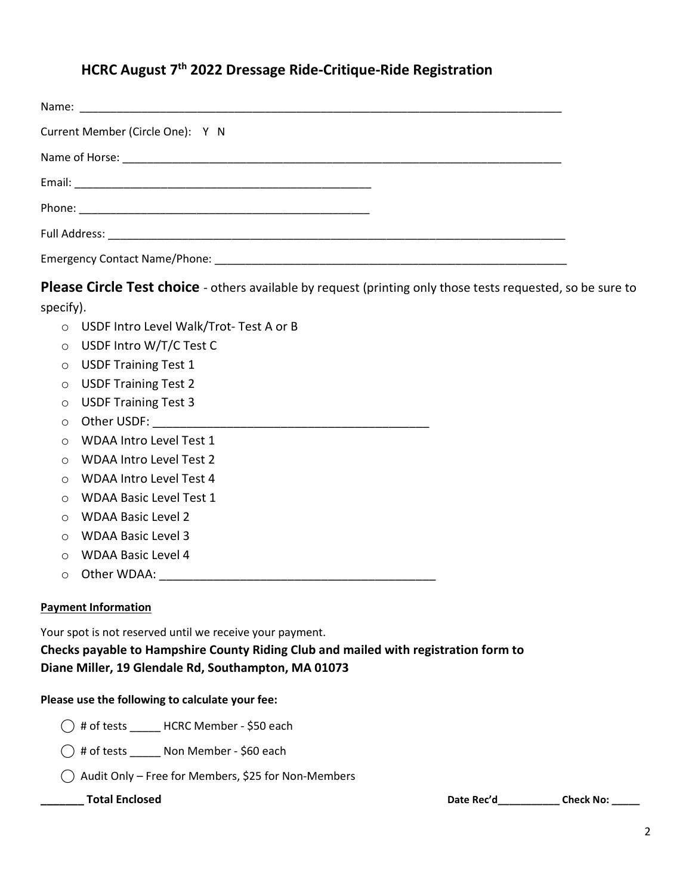## HCRC August 7th 2022 Dressage Ride-Critique-Ride Registration

Name: ______________________________________________________________________________

Current Member (Circle One): Y N

Name of Horse: ________________________________________________________________________

Email: ________________________________________________

Phone: ________________________________________________

Full Address: __________________________________________________________________________

Emergency Contact Name/Phone: ____________________________________________________________

**Please Circle Test choice** - others available by request (printing only those tests requested, so be sure to specify).

- USDF Intro Level Walk/Trot- Test A or B
- USDF Intro W/T/C Test C
- USDF Training Test 1
- USDF Training Test 2
- USDF Training Test 3
- Other USDF: ________________________________________
- WDAA Intro Level Test 1
- WDAA Intro Level Test 2
- WDAA Intro Level Test 4
- WDAA Basic Level Test 1
- WDAA Basic Level 2
- WDAA Basic Level 3
- WDAA Basic Level 4
- Other WDAA: ________________________________________

**Payment Information**

Your spot is not reserved until we receive your payment.

**Checks payable to Hampshire County Riding Club and mailed with registration form to Diane Miller, 19 Glendale Rd, Southampton, MA 01073**

**Please use the following to calculate your fee:**

- ◯ # of tests _____ HCRC Member - $50 each
- ◯ # of tests _____ Non Member - $60 each
- ◯ Audit Only – Free for Members, $25 for Non-Members

**_______ Total Enclosed** **Date Rec'd___________ Check No: _____**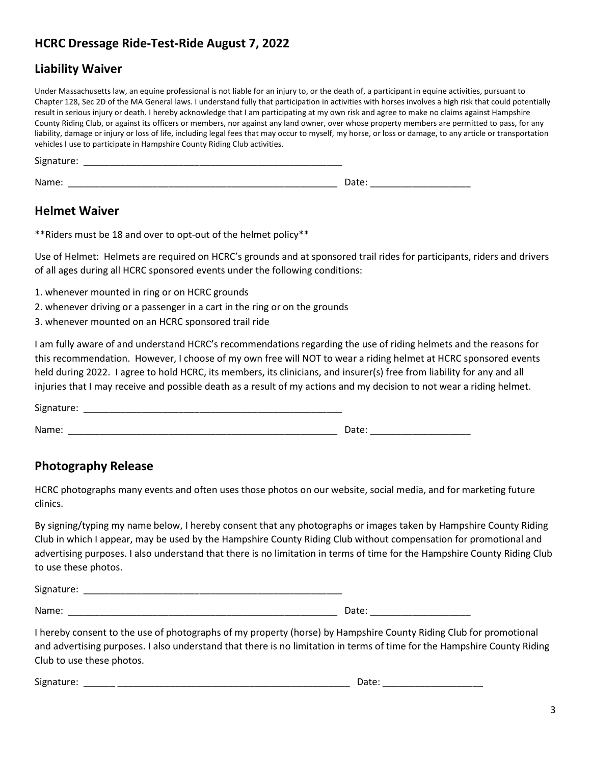## HCRC Dressage Ride-Test-Ride August 7, 2022

## Liability Waiver

Under Massachusetts law, an equine professional is not liable for an injury to, or the death of, a participant in equine activities, pursuant to Chapter 128, Sec 2D of the MA General laws. I understand fully that participation in activities with horses involves a high risk that could potentially result in serious injury or death. I hereby acknowledge that I am participating at my own risk and agree to make no claims against Hampshire County Riding Club, or against its officers or members, nor against any land owner, over whose property members are permitted to pass, for any liability, damage or injury or loss of life, including legal fees that may occur to myself, my horse, or loss or damage, to any article or transportation vehicles I use to participate in Hampshire County Riding Club activities.

Signature: ___________________________________________________

Name: _____________________________________________________ Date: ___________________

## Helmet Waiver

**Riders must be 18 and over to opt-out of the helmet policy**

Use of Helmet: Helmets are required on HCRC's grounds and at sponsored trail rides for participants, riders and drivers of all ages during all HCRC sponsored events under the following conditions:

1. whenever mounted in ring or on HCRC grounds
2. whenever driving or a passenger in a cart in the ring or on the grounds
3. whenever mounted on an HCRC sponsored trail ride

I am fully aware of and understand HCRC's recommendations regarding the use of riding helmets and the reasons for this recommendation. However, I choose of my own free will NOT to wear a riding helmet at HCRC sponsored events held during 2022. I agree to hold HCRC, its members, its clinicians, and insurer(s) free from liability for any and all injuries that I may receive and possible death as a result of my actions and my decision to not wear a riding helmet.

Signature: ___________________________________________________

Name: _____________________________________________________ Date: ___________________

## Photography Release

HCRC photographs many events and often uses those photos on our website, social media, and for marketing future clinics.

By signing/typing my name below, I hereby consent that any photographs or images taken by Hampshire County Riding Club in which I appear, may be used by the Hampshire County Riding Club without compensation for promotional and advertising purposes. I also understand that there is no limitation in terms of time for the Hampshire County Riding Club to use these photos.

Signature: ___________________________________________________

Name: _____________________________________________________ Date: ___________________

I hereby consent to the use of photographs of my property (horse) by Hampshire County Riding Club for promotional and advertising purposes. I also understand that there is no limitation in terms of time for the Hampshire County Riding Club to use these photos.

Signature: ______ _____________________________________________ Date: ___________________